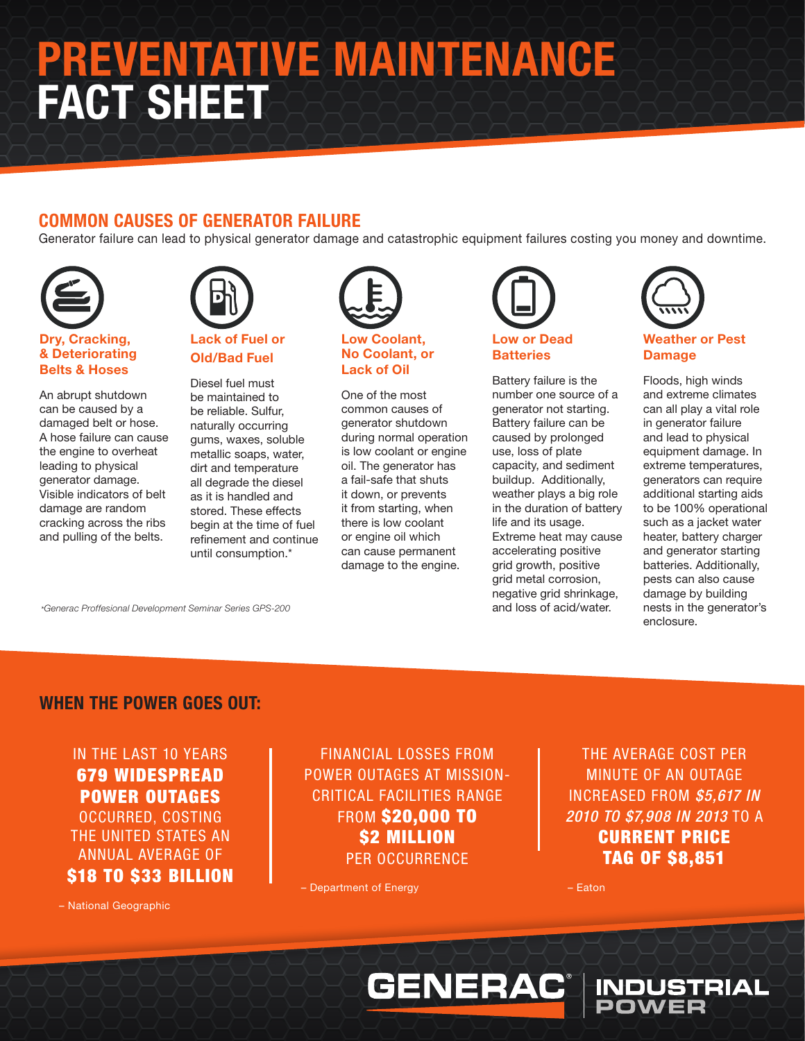# PREVENTATIVE MAINTENANCE FACT SHEET

## COMMON CAUSES OF GENERATOR FAILURE

Generator failure can lead to physical generator damage and catastrophic equipment failures costing you money and downtime.

### Dry, Cracking, & Deteriorating Belts & Hoses

An abrupt shutdown can be caused by a damaged belt or hose. A hose failure can cause the engine to overheat leading to physical generator damage. Visible indicators of belt damage are random cracking across the ribs and pulling of the belts.

### Lack of Fuel or Old/Bad Fuel

Diesel fuel must be maintained to be reliable. Sulfur, naturally occurring gums, waxes, soluble metallic soaps, water, dirt and temperature all degrade the diesel as it is handled and stored. These effects begin at the time of fuel refinement and continue until consumption.*

### Low Coolant, No Coolant, or Lack of Oil

One of the most common causes of generator shutdown during normal operation is low coolant or engine oil. The generator has a fail-safe that shuts it down, or prevents it from starting, when there is low coolant or engine oil which can cause permanent damage to the engine.

### Low or Dead Batteries

Battery failure is the number one source of a generator not starting. Battery failure can be caused by prolonged use, loss of plate capacity, and sediment buildup. Additionally, weather plays a big role in the duration of battery life and its usage. Extreme heat may cause accelerating positive grid growth, positive grid metal corrosion, negative grid shrinkage, and loss of acid/water.

### Weather or Pest Damage

Floods, high winds and extreme climates can all play a vital role in generator failure and lead to physical equipment damage. In extreme temperatures, generators can require additional starting aids to be 100% operational such as a jacket water heater, battery charger and generator starting batteries. Additionally, pests can also cause damage by building nests in the generator's enclosure.

*Generac Proffesional Development Seminar Series GPS-200

## WHEN THE POWER GOES OUT:

IN THE LAST 10 YEARS **679 WIDESPREAD POWER OUTAGES** OCCURRED, COSTING THE UNITED STATES AN ANNUAL AVERAGE OF **$18 TO $33 BILLION**

– National Geographic

FINANCIAL LOSSES FROM POWER OUTAGES AT MISSION-CRITICAL FACILITIES RANGE FROM **$20,000 TO $2 MILLION** PER OCCURRENCE

– Department of Energy

THE AVERAGE COST PER MINUTE OF AN OUTAGE INCREASED FROM *$5,617 IN 2010 TO $7,908 IN 2013* TO A **CURRENT PRICE TAG OF $8,851**

– Eaton

GENERAC® INDUSTRIAL POWER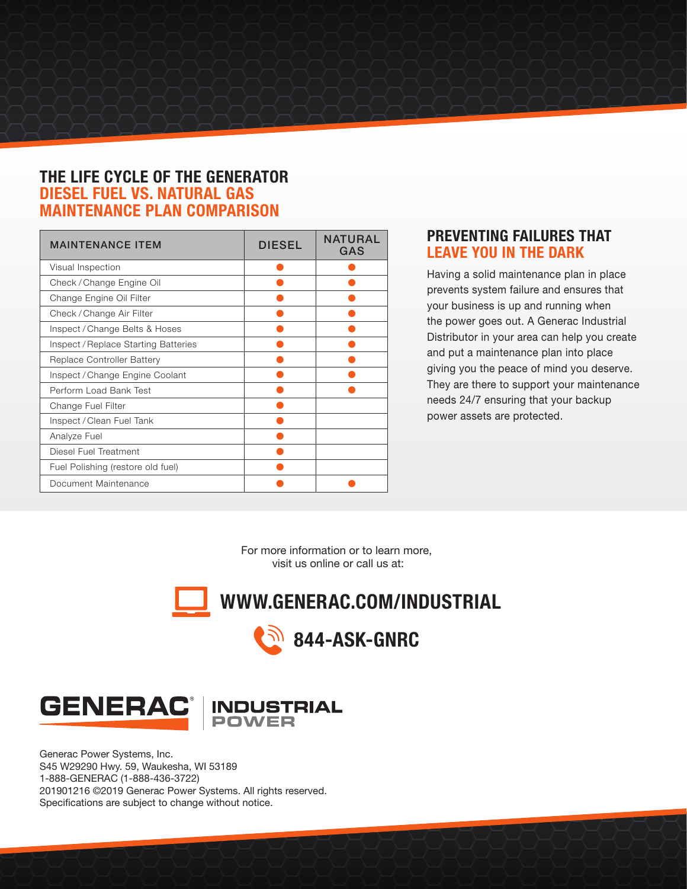# THE LIFE CYCLE OF THE GENERATOR
## DIESEL FUEL VS. NATURAL GAS MAINTENANCE PLAN COMPARISON

| MAINTENANCE ITEM | DIESEL | NATURAL GAS |
|---|---|---|
| Visual Inspection | ● | ● |
| Check / Change Engine Oil | ● | ● |
| Change Engine Oil Filter | ● | ● |
| Check / Change Air Filter | ● | ● |
| Inspect / Change Belts & Hoses | ● | ● |
| Inspect / Replace Starting Batteries | ● | ● |
| Replace Controller Battery | ● | ● |
| Inspect / Change Engine Coolant | ● | ● |
| Perform Load Bank Test | ● | ● |
| Change Fuel Filter | ● | |
| Inspect / Clean Fuel Tank | ● | |
| Analyze Fuel | ● | |
| Diesel Fuel Treatment | ● | |
| Fuel Polishing (restore old fuel) | ● | |
| Document Maintenance | ● | ● |

## PREVENTING FAILURES THAT LEAVE YOU IN THE DARK

Having a solid maintenance plan in place prevents system failure and ensures that your business is up and running when the power goes out. A Generac Industrial Distributor in your area can help you create and put a maintenance plan into place giving you the peace of mind you deserve. They are there to support your maintenance needs 24/7 ensuring that your backup power assets are protected.

For more information or to learn more, visit us online or call us at:

**WWW.GENERAC.COM/INDUSTRIAL**

**844-ASK-GNRC**

GENERAC® | INDUSTRIAL POWER

Generac Power Systems, Inc.
S45 W29290 Hwy. 59, Waukesha, WI 53189
1-888-GENERAC (1-888-436-3722)
201901216 ©2019 Generac Power Systems. All rights reserved.
Specifications are subject to change without notice.